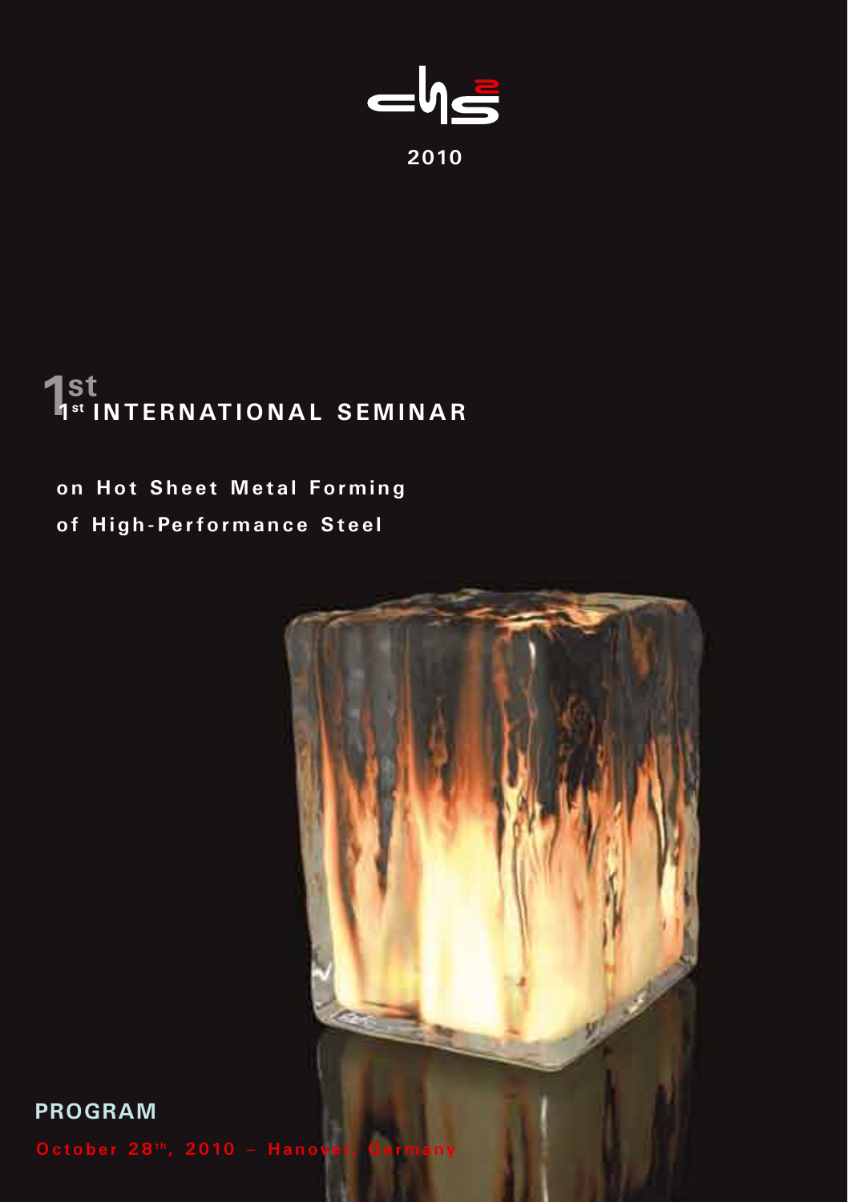2010

# 1st INTERNATIONAL SEMINAR

## on Hot Sheet Metal Forming of High-Performance Steel

**PROGRAM**

October 28th, 2010 – Hanover, Germany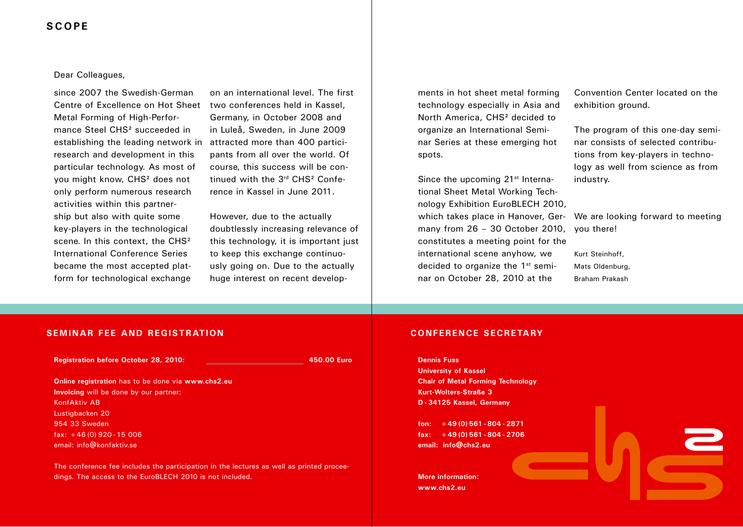## SCOPE

Dear Colleagues,

since 2007 the Swedish-German Centre of Excellence on Hot Sheet Metal Forming of High-Performance Steel CHS² succeeded in establishing the leading network in research and development in this particular technology. As most of you might know, CHS² does not only perform numerous research activities within this partnership but also with quite some key-players in the technological scene. In this context, the CHS² International Conference Series became the most accepted platform for technological exchange on an international level. The first two conferences held in Kassel, Germany, in October 2008 and in Luleå, Sweden, in June 2009 attracted more than 400 participants from all over the world. Of course, this success will be continued with the 3rd CHS² Conference in Kassel in June 2011.

However, due to the actually doubtlessly increasing relevance of this technology, it is important just to keep this exchange continuously going on. Due to the actually huge interest on recent developments in hot sheet metal forming technology especially in Asia and North America, CHS² decided to organize an International Seminar Series at these emerging hot spots.

Since the upcoming 21st International Sheet Metal Working Technology Exhibition EuroBLECH 2010, which takes place in Hanover, Germany from 26 – 30 October 2010, constitutes a meeting point for the international scene anyhow, we decided to organize the 1st seminar on October 28, 2010 at the Convention Center located on the exhibition ground.

The program of this one-day seminar consists of selected contributions from key-players in technology as well from science as from industry.

We are looking forward to meeting you there!

Kurt Steinhoff,
Mats Oldenburg,
Braham Prakash

## SEMINAR FEE AND REGISTRATION

**Registration before October 28, 2010:** **450.00 Euro**

**Online registration** has to be done via **www.chs2.eu**
**Invoicing** will be done by our partner:
KonfAktiv AB
Lustigbacken 20
954 33 Sweden
fax: +46 (0) 920 - 15 006
email: info@konfaktiv.se

The conference fee includes the participation in the lectures as well as printed proceedings. The access to the EuroBLECH 2010 is not included.

## CONFERENCE SECRETARY

**Dennis Fuss**
**University of Kassel**
**Chair of Metal Forming Technology**
**Kurt-Wolters-Straße 3**
**D - 34125 Kassel, Germany**

**fon: +49 (0) 561 - 804 - 2871**
**fax: +49 (0) 561 - 804 - 2706**
**email: info@chs2.eu**

**More information:**
**www.chs2.eu**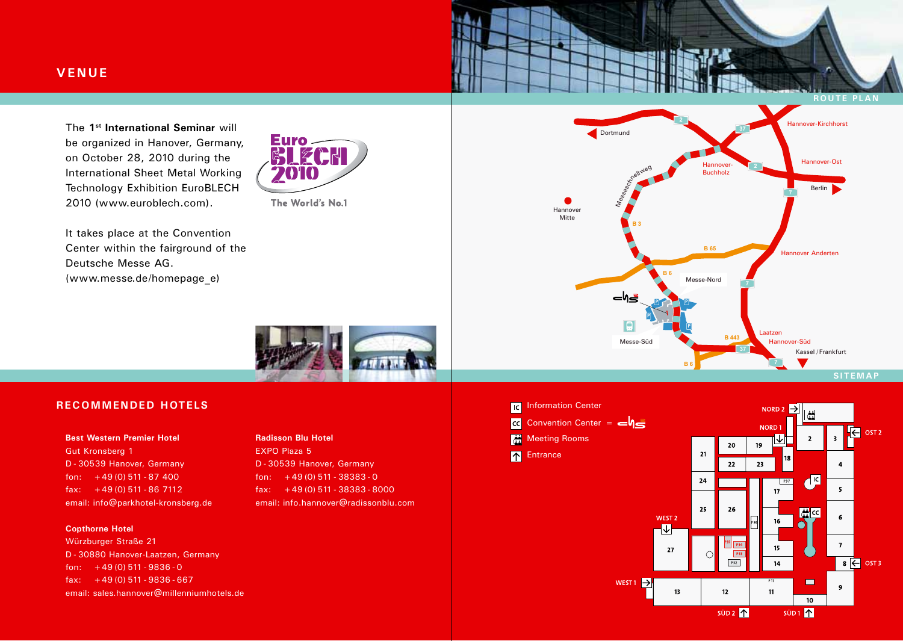## VENUE

The 1st **International Seminar** will be organized in Hanover, Germany, on October 28, 2010 during the International Sheet Metal Working Technology Exhibition EuroBLECH 2010 (www.euroblech.com).

It takes place at the Convention Center within the fairground of the Deutsche Messe AG. (www.messe.de/homepage_e)

## ROUTE PLAN

## SITEMAP

- IC Information Center
- CC Convention Center
- Meeting Rooms
- Entrance

## RECOMMENDED HOTELS

**Best Western Premier Hotel**
Gut Kronsberg 1
D - 30539 Hanover, Germany
fon: +49 (0) 511 - 87 400
fax: +49 (0) 511 - 86 7112
email: info@parkhotel-kronsberg.de

**Copthorne Hotel**
Würzburger Straße 21
D - 30880 Hanover-Laatzen, Germany
fon: +49 (0) 511 - 9836 - 0
fax: +49 (0) 511 - 9836 - 667
email: sales.hannover@millenniumhotels.de

**Radisson Blu Hotel**
EXPO Plaza 5
D - 30539 Hanover, Germany
fon: +49 (0) 511 - 38383 - 0
fax: +49 (0) 511 - 38383 - 8000
email: info.hannover@radissonblu.com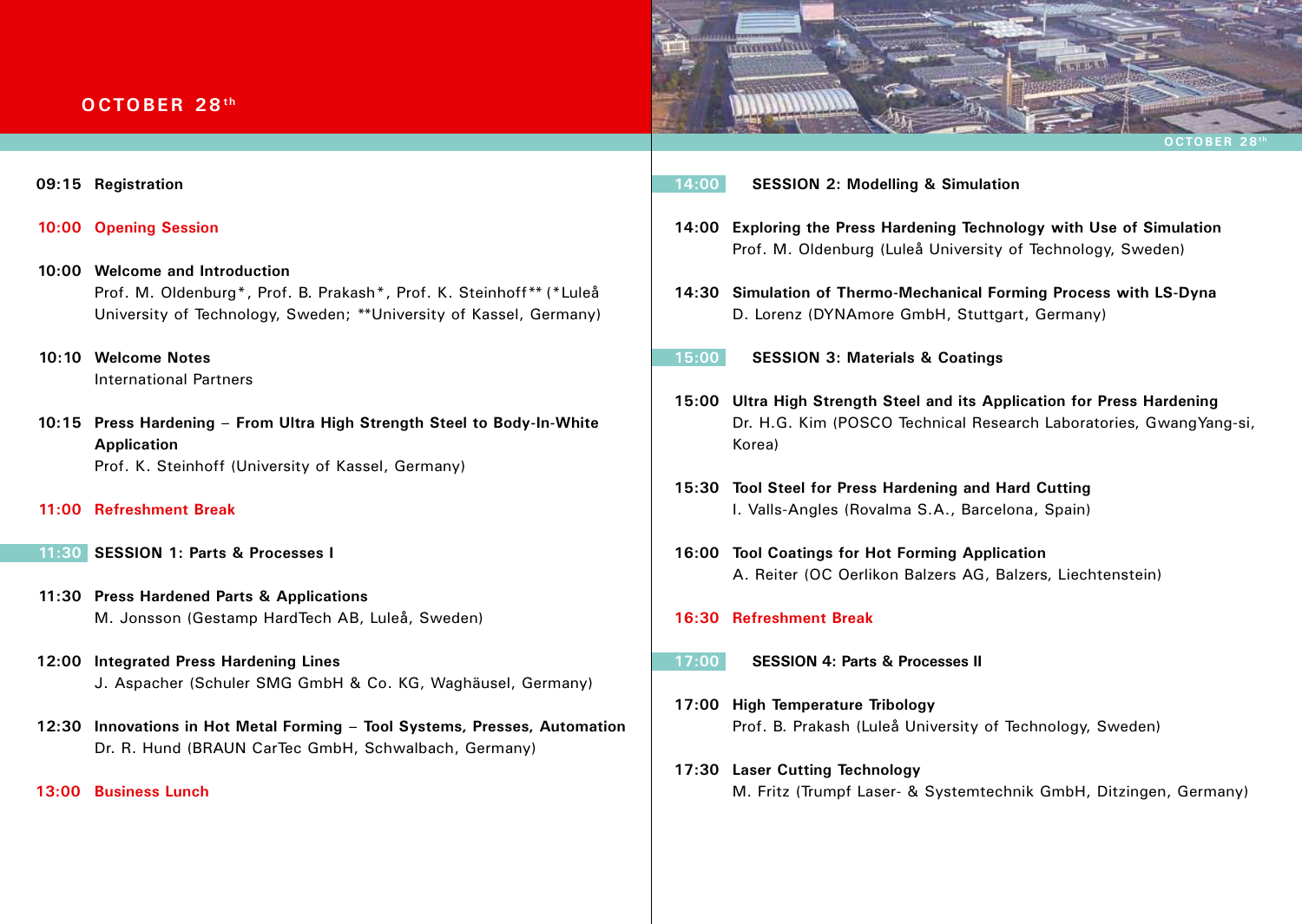## OCTOBER 28th

**09:15 Registration**

**10:00 Opening Session**

**10:00 Welcome and Introduction**
Prof. M. Oldenburg*, Prof. B. Prakash*, Prof. K. Steinhoff** (*Luleå University of Technology, Sweden; **University of Kassel, Germany)

**10:10 Welcome Notes**
International Partners

**10:15 Press Hardening – From Ultra High Strength Steel to Body-In-White Application**
Prof. K. Steinhoff (University of Kassel, Germany)

**11:00 Refreshment Break**

### 11:30 SESSION 1: Parts & Processes I

**11:30 Press Hardened Parts & Applications**
M. Jonsson (Gestamp HardTech AB, Luleå, Sweden)

**12:00 Integrated Press Hardening Lines**
J. Aspacher (Schuler SMG GmbH & Co. KG, Waghäusel, Germany)

**12:30 Innovations in Hot Metal Forming – Tool Systems, Presses, Automation**
Dr. R. Hund (BRAUN CarTec GmbH, Schwalbach, Germany)

**13:00 Business Lunch**

### 14:00 SESSION 2: Modelling & Simulation

**14:00 Exploring the Press Hardening Technology with Use of Simulation**
Prof. M. Oldenburg (Luleå University of Technology, Sweden)

**14:30 Simulation of Thermo-Mechanical Forming Process with LS-Dyna**
D. Lorenz (DYNAmore GmbH, Stuttgart, Germany)

### 15:00 SESSION 3: Materials & Coatings

**15:00 Ultra High Strength Steel and its Application for Press Hardening**
Dr. H.G. Kim (POSCO Technical Research Laboratories, GwangYang-si, Korea)

**15:30 Tool Steel for Press Hardening and Hard Cutting**
I. Valls-Angles (Rovalma S.A., Barcelona, Spain)

**16:00 Tool Coatings for Hot Forming Application**
A. Reiter (OC Oerlikon Balzers AG, Balzers, Liechtenstein)

**16:30 Refreshment Break**

### 17:00 SESSION 4: Parts & Processes II

**17:00 High Temperature Tribology**
Prof. B. Prakash (Luleå University of Technology, Sweden)

**17:30 Laser Cutting Technology**
M. Fritz (Trumpf Laser- & Systemtechnik GmbH, Ditzingen, Germany)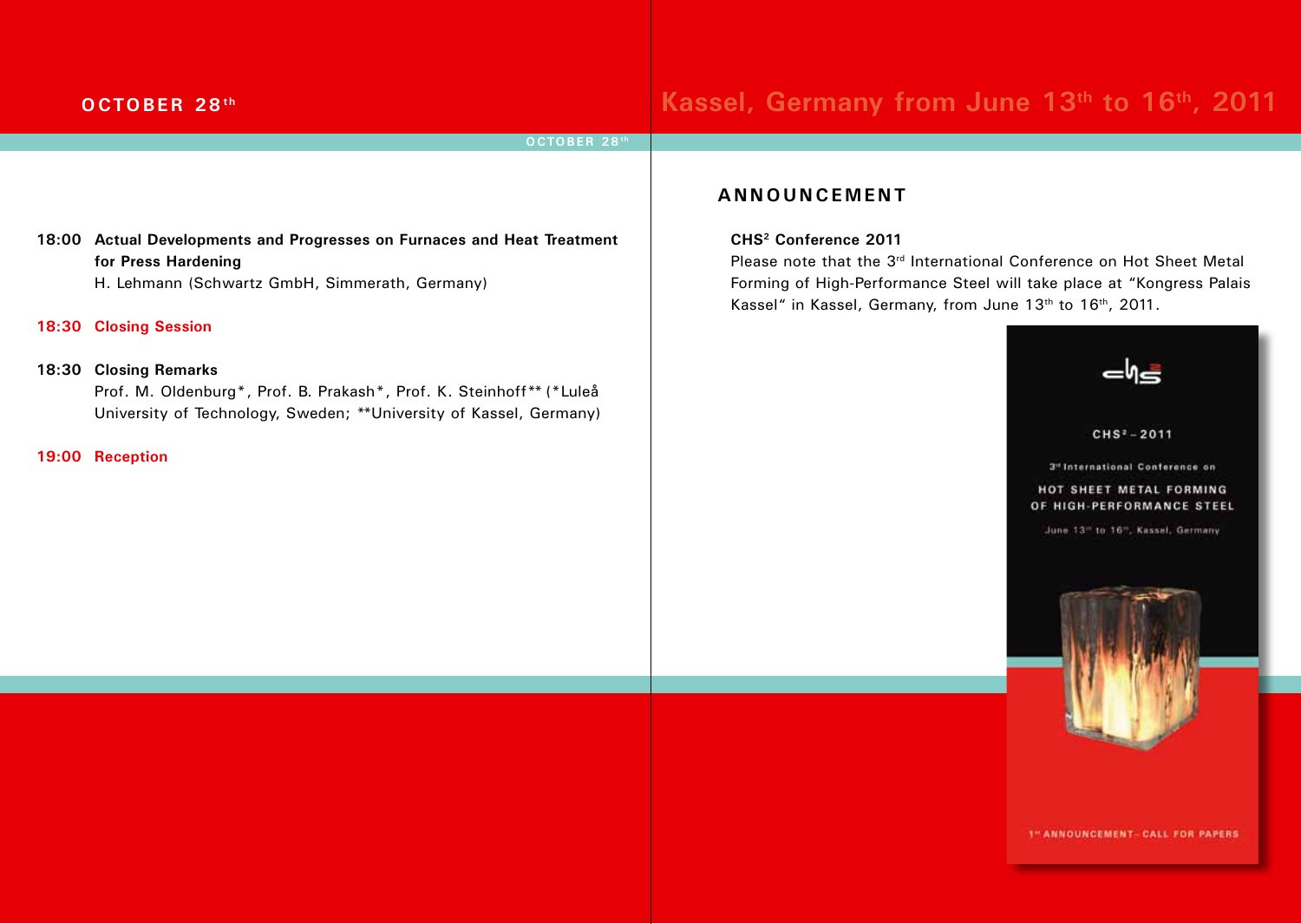## OCTOBER 28th

**18:00 Actual Developments and Progresses on Furnaces and Heat Treatment for Press Hardening**
H. Lehmann (Schwartz GmbH, Simmerath, Germany)

**18:30 Closing Session**

**18:30 Closing Remarks**
Prof. M. Oldenburg*, Prof. B. Prakash*, Prof. K. Steinhoff** (*Luleå University of Technology, Sweden; **University of Kassel, Germany)

**19:00 Reception**

## Kassel, Germany from June 13th to 16th, 2011

### ANNOUNCEMENT

**CHS² Conference 2011**
Please note that the 3rd International Conference on Hot Sheet Metal Forming of High-Performance Steel will take place at "Kongress Palais Kassel" in Kassel, Germany, from June 13th to 16th, 2011.

CHS² – 2011

3rd International Conference on

HOT SHEET METAL FORMING OF HIGH-PERFORMANCE STEEL

June 13th to 16th, Kassel, Germany

1st ANNOUNCEMENT – CALL FOR PAPERS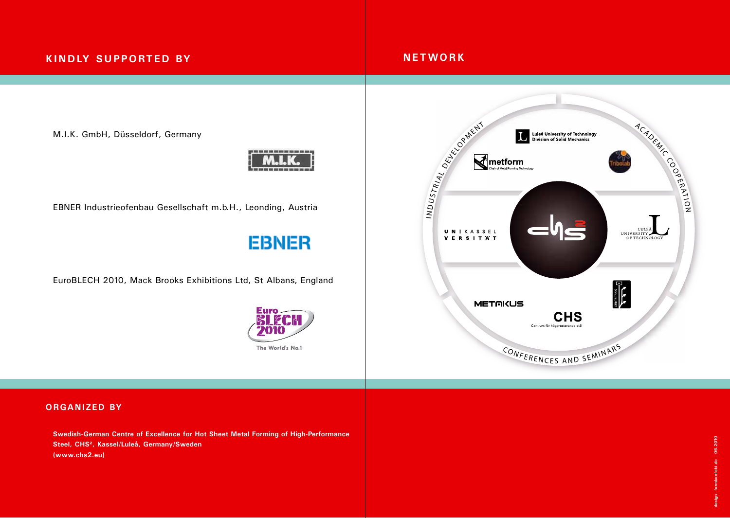## KINDLY SUPPORTED BY

M.I.K. GmbH, Düsseldorf, Germany

EBNER Industrieofenbau Gesellschaft m.b.H., Leonding, Austria

EuroBLECH 2010, Mack Brooks Exhibitions Ltd, St Albans, England

## NETWORK

INDUSTRIAL DEVELOPMENT

ACADEMIC COOPERATION

CONFERENCES AND SEMINARS

Luleå University of Technology Division of Solid Mechanics

metform Chair of Metal Forming Technology

Tribolab

UNIKASSEL VERSITÄT

LULEÅ UNIVERSITY OF TECHNOLOGY

METAKUS

CHS Centrum för högpresterande stål

## ORGANIZED BY

**Swedish-German Centre of Excellence for Hot Sheet Metal Forming of High-Performance Steel, CHS², Kassel/Luleå, Germany/Sweden (www.chs2.eu)**

design: formkonfekt.de | 06.2010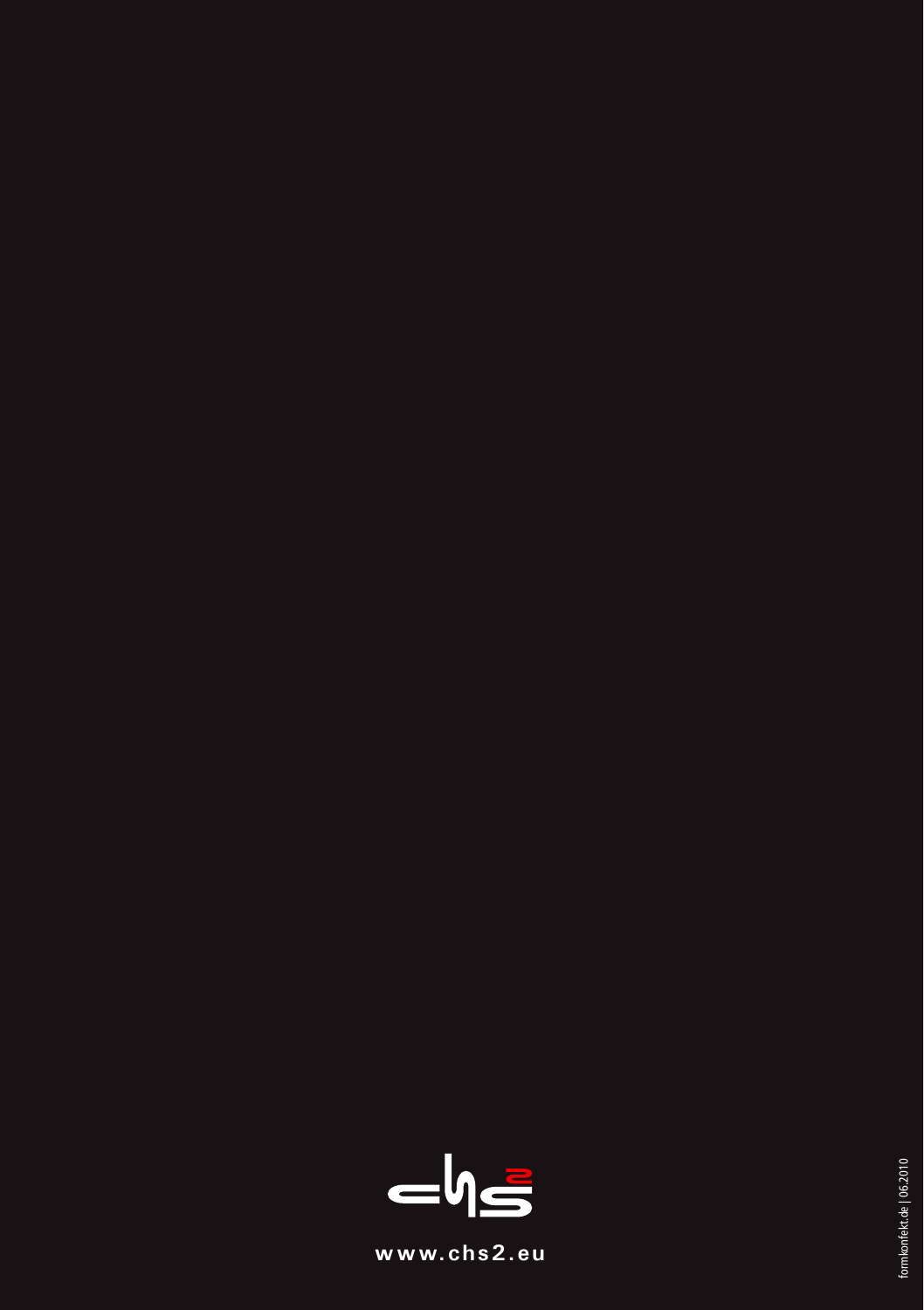www.chs2.eu

formkonfekt.de | 06.2010